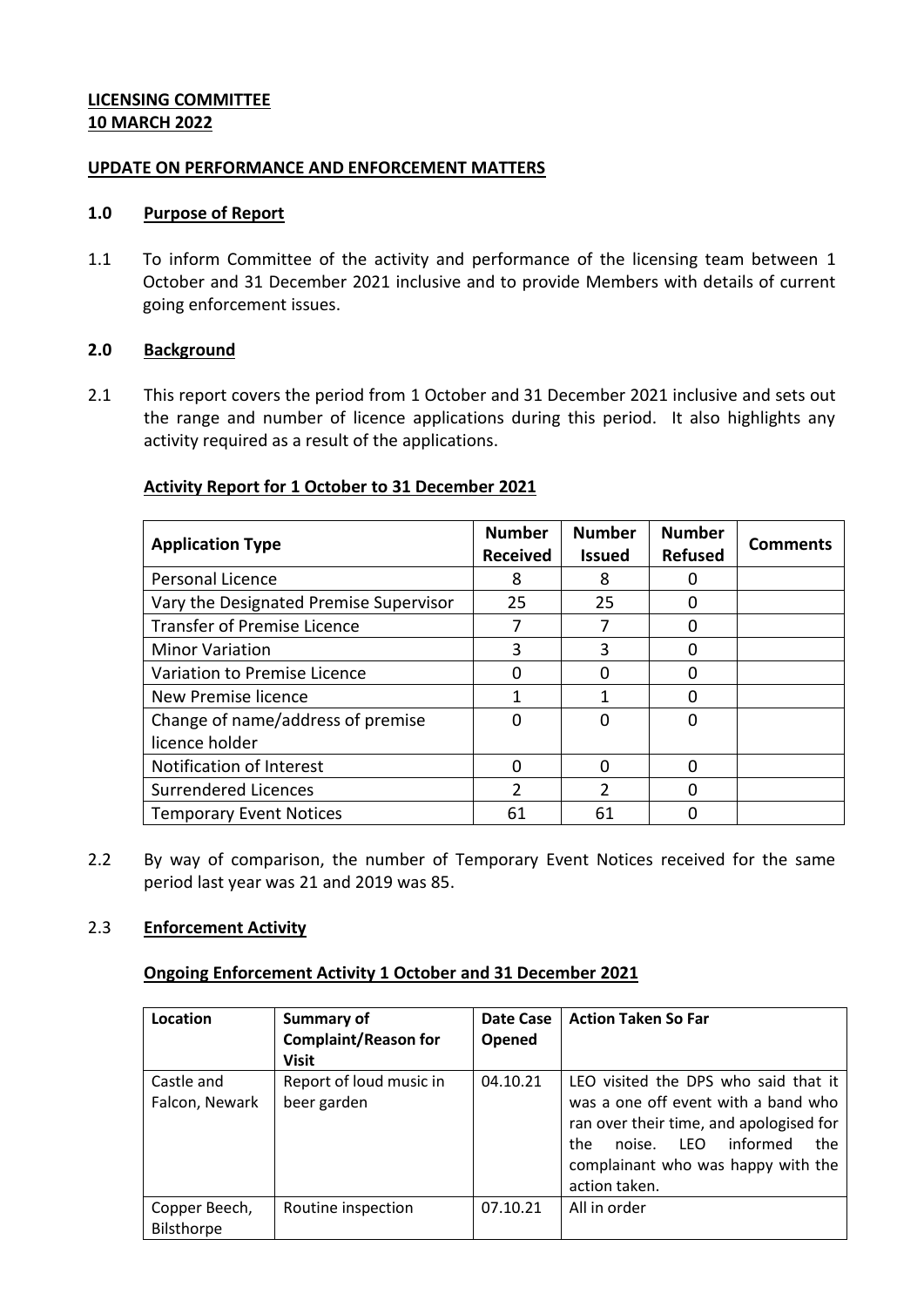**LICENSING COMMITTEE**
**10 MARCH 2022**

**UPDATE ON PERFORMANCE AND ENFORCEMENT MATTERS**

## 1.0 Purpose of Report

1.1 To inform Committee of the activity and performance of the licensing team between 1 October and 31 December 2021 inclusive and to provide Members with details of current going enforcement issues.

## 2.0 Background

2.1 This report covers the period from 1 October and 31 December 2021 inclusive and sets out the range and number of licence applications during this period. It also highlights any activity required as a result of the applications.

**Activity Report for 1 October to 31 December 2021**

| Application Type | Number Received | Number Issued | Number Refused | Comments |
|---|---|---|---|---|
| Personal Licence | 8 | 8 | 0 | |
| Vary the Designated Premise Supervisor | 25 | 25 | 0 | |
| Transfer of Premise Licence | 7 | 7 | 0 | |
| Minor Variation | 3 | 3 | 0 | |
| Variation to Premise Licence | 0 | 0 | 0 | |
| New Premise licence | 1 | 1 | 0 | |
| Change of name/address of premise licence holder | 0 | 0 | 0 | |
| Notification of Interest | 0 | 0 | 0 | |
| Surrendered Licences | 2 | 2 | 0 | |
| Temporary Event Notices | 61 | 61 | 0 | |

2.2 By way of comparison, the number of Temporary Event Notices received for the same period last year was 21 and 2019 was 85.

2.3 **Enforcement Activity**

**Ongoing Enforcement Activity 1 October and 31 December 2021**

| Location | Summary of Complaint/Reason for Visit | Date Case Opened | Action Taken So Far |
|---|---|---|---|
| Castle and Falcon, Newark | Report of loud music in beer garden | 04.10.21 | LEO visited the DPS who said that it was a one off event with a band who ran over their time, and apologised for the noise. LEO informed the complainant who was happy with the action taken. |
| Copper Beech, Bilsthorpe | Routine inspection | 07.10.21 | All in order |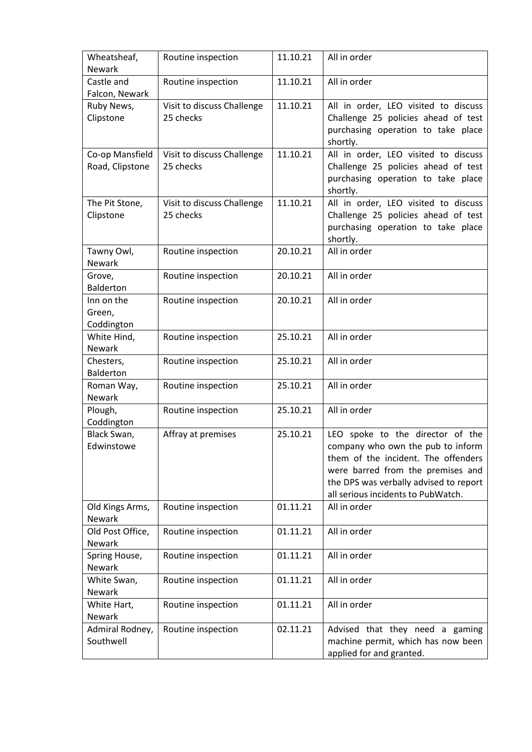| Wheatsheaf, Newark | Routine inspection | 11.10.21 | All in order |
|---|---|---|---|
| Castle and Falcon, Newark | Routine inspection | 11.10.21 | All in order |
| Ruby News, Clipstone | Visit to discuss Challenge 25 checks | 11.10.21 | All in order, LEO visited to discuss Challenge 25 policies ahead of test purchasing operation to take place shortly. |
| Co-op Mansfield Road, Clipstone | Visit to discuss Challenge 25 checks | 11.10.21 | All in order, LEO visited to discuss Challenge 25 policies ahead of test purchasing operation to take place shortly. |
| The Pit Stone, Clipstone | Visit to discuss Challenge 25 checks | 11.10.21 | All in order, LEO visited to discuss Challenge 25 policies ahead of test purchasing operation to take place shortly. |
| Tawny Owl, Newark | Routine inspection | 20.10.21 | All in order |
| Grove, Balderton | Routine inspection | 20.10.21 | All in order |
| Inn on the Green, Coddington | Routine inspection | 20.10.21 | All in order |
| White Hind, Newark | Routine inspection | 25.10.21 | All in order |
| Chesters, Balderton | Routine inspection | 25.10.21 | All in order |
| Roman Way, Newark | Routine inspection | 25.10.21 | All in order |
| Plough, Coddington | Routine inspection | 25.10.21 | All in order |
| Black Swan, Edwinstowe | Affray at premises | 25.10.21 | LEO spoke to the director of the company who own the pub to inform them of the incident. The offenders were barred from the premises and the DPS was verbally advised to report all serious incidents to PubWatch. |
| Old Kings Arms, Newark | Routine inspection | 01.11.21 | All in order |
| Old Post Office, Newark | Routine inspection | 01.11.21 | All in order |
| Spring House, Newark | Routine inspection | 01.11.21 | All in order |
| White Swan, Newark | Routine inspection | 01.11.21 | All in order |
| White Hart, Newark | Routine inspection | 01.11.21 | All in order |
| Admiral Rodney, Southwell | Routine inspection | 02.11.21 | Advised that they need a gaming machine permit, which has now been applied for and granted. |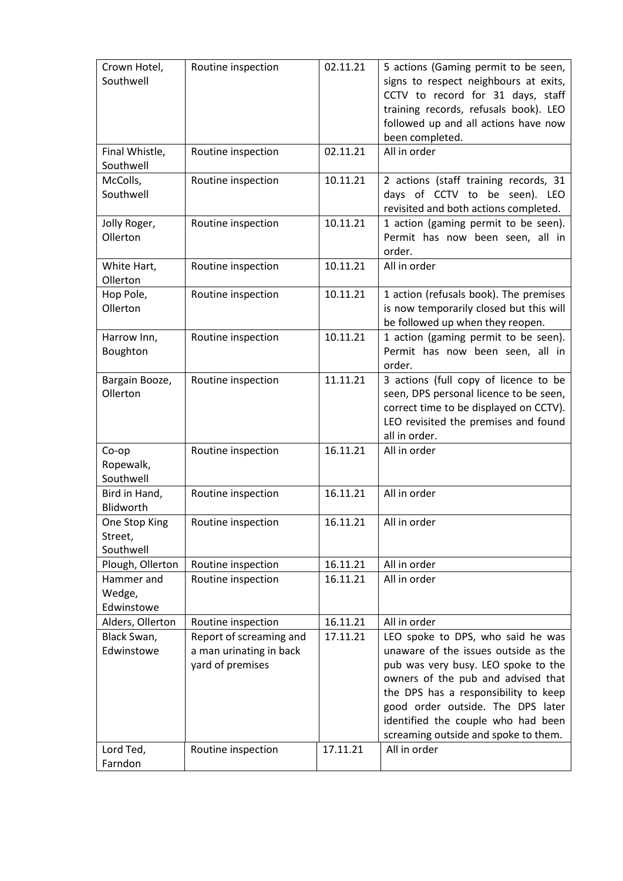| | | | |
|---|---|---|---|
| Crown Hotel, Southwell | Routine inspection | 02.11.21 | 5 actions (Gaming permit to be seen, signs to respect neighbours at exits, CCTV to record for 31 days, staff training records, refusals book). LEO followed up and all actions have now been completed. |
| Final Whistle, Southwell | Routine inspection | 02.11.21 | All in order |
| McColls, Southwell | Routine inspection | 10.11.21 | 2 actions (staff training records, 31 days of CCTV to be seen). LEO revisited and both actions completed. |
| Jolly Roger, Ollerton | Routine inspection | 10.11.21 | 1 action (gaming permit to be seen). Permit has now been seen, all in order. |
| White Hart, Ollerton | Routine inspection | 10.11.21 | All in order |
| Hop Pole, Ollerton | Routine inspection | 10.11.21 | 1 action (refusals book). The premises is now temporarily closed but this will be followed up when they reopen. |
| Harrow Inn, Boughton | Routine inspection | 10.11.21 | 1 action (gaming permit to be seen). Permit has now been seen, all in order. |
| Bargain Booze, Ollerton | Routine inspection | 11.11.21 | 3 actions (full copy of licence to be seen, DPS personal licence to be seen, correct time to be displayed on CCTV). LEO revisited the premises and found all in order. |
| Co-op Ropewalk, Southwell | Routine inspection | 16.11.21 | All in order |
| Bird in Hand, Blidworth | Routine inspection | 16.11.21 | All in order |
| One Stop King Street, Southwell | Routine inspection | 16.11.21 | All in order |
| Plough, Ollerton | Routine inspection | 16.11.21 | All in order |
| Hammer and Wedge, Edwinstowe | Routine inspection | 16.11.21 | All in order |
| Alders, Ollerton | Routine inspection | 16.11.21 | All in order |
| Black Swan, Edwinstowe | Report of screaming and a man urinating in back yard of premises | 17.11.21 | LEO spoke to DPS, who said he was unaware of the issues outside as the pub was very busy. LEO spoke to the owners of the pub and advised that the DPS has a responsibility to keep good order outside. The DPS later identified the couple who had been screaming outside and spoke to them. |
| Lord Ted, Farndon | Routine inspection | 17.11.21 | All in order |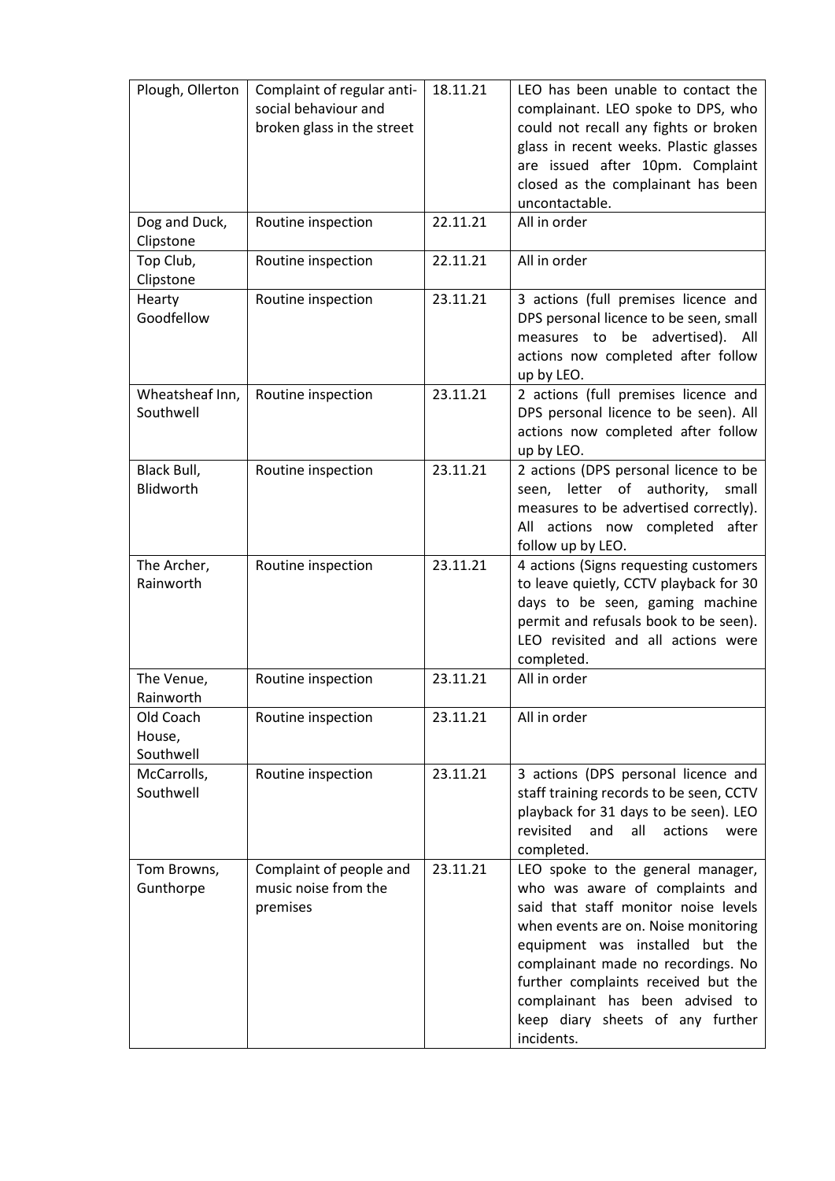| | | | |
|---|---|---|---|
| Plough, Ollerton | Complaint of regular anti-social behaviour and broken glass in the street | 18.11.21 | LEO has been unable to contact the complainant. LEO spoke to DPS, who could not recall any fights or broken glass in recent weeks. Plastic glasses are issued after 10pm. Complaint closed as the complainant has been uncontactable. |
| Dog and Duck, Clipstone | Routine inspection | 22.11.21 | All in order |
| Top Club, Clipstone | Routine inspection | 22.11.21 | All in order |
| Hearty Goodfellow | Routine inspection | 23.11.21 | 3 actions (full premises licence and DPS personal licence to be seen, small measures to be advertised). All actions now completed after follow up by LEO. |
| Wheatsheaf Inn, Southwell | Routine inspection | 23.11.21 | 2 actions (full premises licence and DPS personal licence to be seen). All actions now completed after follow up by LEO. |
| Black Bull, Blidworth | Routine inspection | 23.11.21 | 2 actions (DPS personal licence to be seen, letter of authority, small measures to be advertised correctly). All actions now completed after follow up by LEO. |
| The Archer, Rainworth | Routine inspection | 23.11.21 | 4 actions (Signs requesting customers to leave quietly, CCTV playback for 30 days to be seen, gaming machine permit and refusals book to be seen). LEO revisited and all actions were completed. |
| The Venue, Rainworth | Routine inspection | 23.11.21 | All in order |
| Old Coach House, Southwell | Routine inspection | 23.11.21 | All in order |
| McCarrolls, Southwell | Routine inspection | 23.11.21 | 3 actions (DPS personal licence and staff training records to be seen, CCTV playback for 31 days to be seen). LEO revisited and all actions were completed. |
| Tom Browns, Gunthorpe | Complaint of people and music noise from the premises | 23.11.21 | LEO spoke to the general manager, who was aware of complaints and said that staff monitor noise levels when events are on. Noise monitoring equipment was installed but the complainant made no recordings. No further complaints received but the complainant has been advised to keep diary sheets of any further incidents. |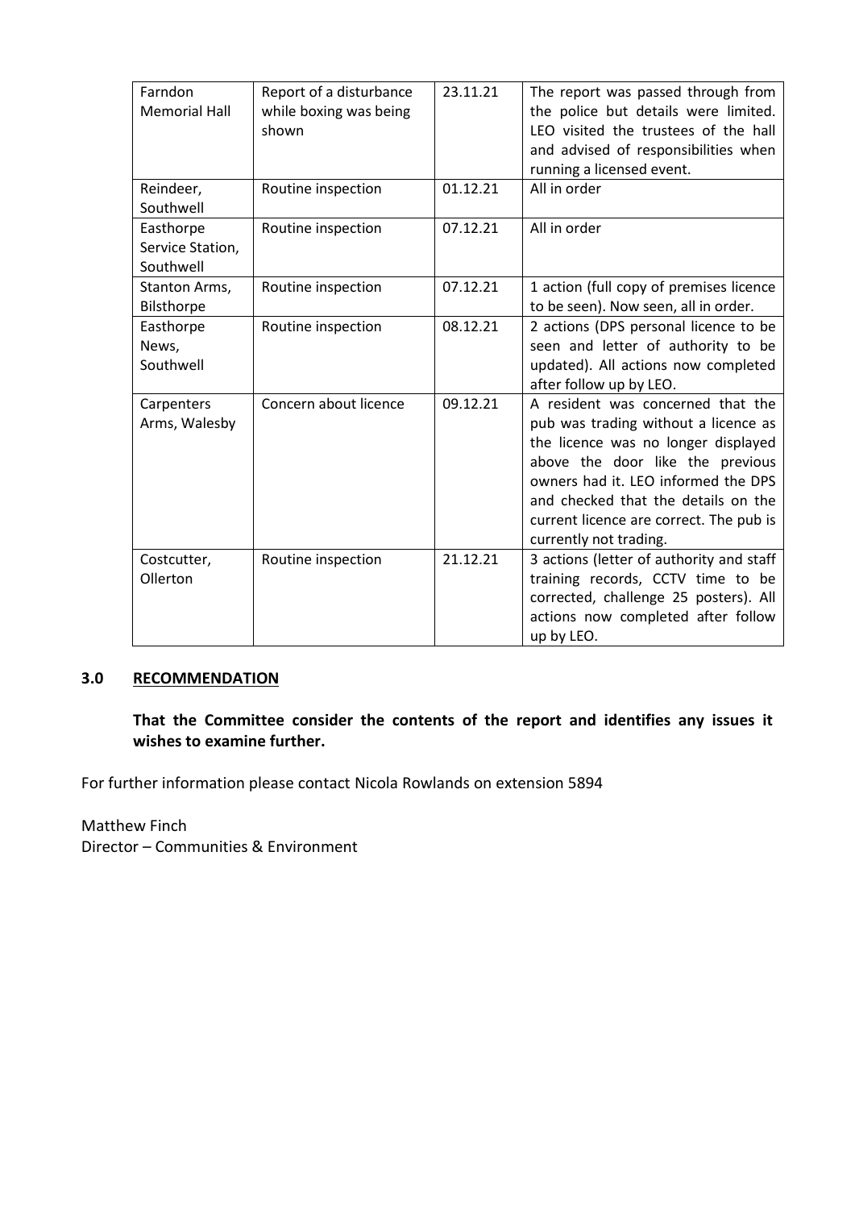| | | | |
|---|---|---|---|
| Farndon Memorial Hall | Report of a disturbance while boxing was being shown | 23.11.21 | The report was passed through from the police but details were limited. LEO visited the trustees of the hall and advised of responsibilities when running a licensed event. |
| Reindeer, Southwell | Routine inspection | 01.12.21 | All in order |
| Easthorpe Service Station, Southwell | Routine inspection | 07.12.21 | All in order |
| Stanton Arms, Bilsthorpe | Routine inspection | 07.12.21 | 1 action (full copy of premises licence to be seen). Now seen, all in order. |
| Easthorpe News, Southwell | Routine inspection | 08.12.21 | 2 actions (DPS personal licence to be seen and letter of authority to be updated). All actions now completed after follow up by LEO. |
| Carpenters Arms, Walesby | Concern about licence | 09.12.21 | A resident was concerned that the pub was trading without a licence as the licence was no longer displayed above the door like the previous owners had it. LEO informed the DPS and checked that the details on the current licence are correct. The pub is currently not trading. |
| Costcutter, Ollerton | Routine inspection | 21.12.21 | 3 actions (letter of authority and staff training records, CCTV time to be corrected, challenge 25 posters). All actions now completed after follow up by LEO. |

## 3.0 RECOMMENDATION

**That the Committee consider the contents of the report and identifies any issues it wishes to examine further.**

For further information please contact Nicola Rowlands on extension 5894

Matthew Finch
Director – Communities & Environment